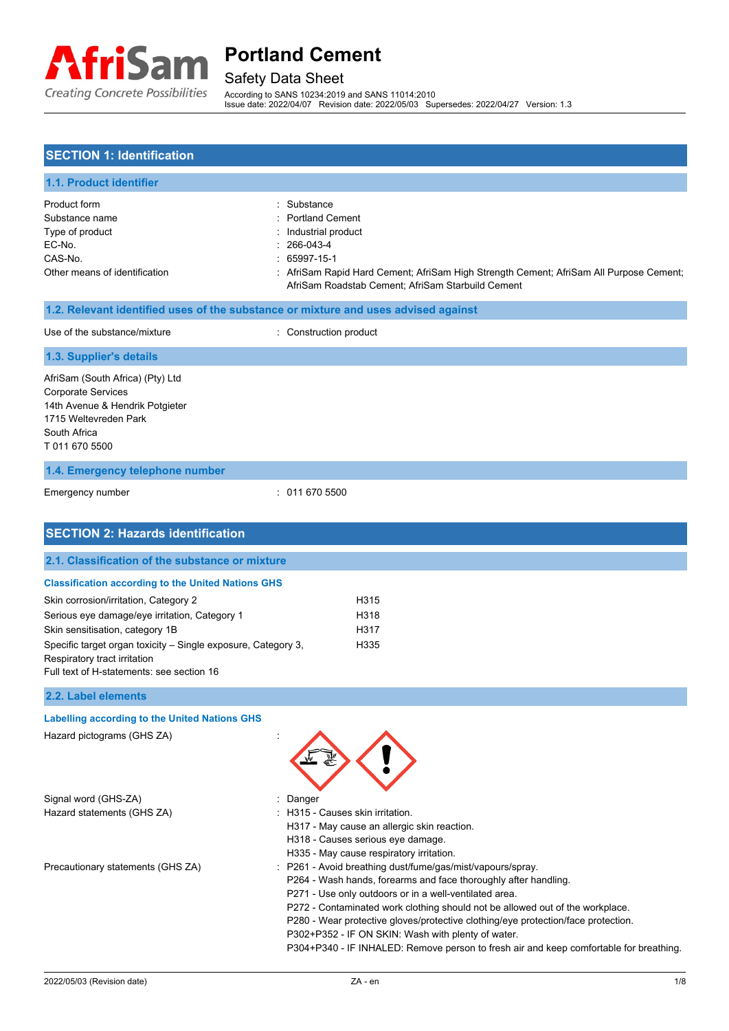# Portland Cement

Safety Data Sheet

According to SANS 10234:2019 and SANS 11014:2010

Issue date: 2022/04/07 Revision date: 2022/05/03 Supersedes: 2022/04/27 Version: 1.3

## SECTION 1: Identification

### 1.1. Product identifier

| | |
|---|---|
| Product form | : Substance |
| Substance name | : Portland Cement |
| Type of product | : Industrial product |
| EC-No. | : 266-043-4 |
| CAS-No. | : 65997-15-1 |
| Other means of identification | : AfriSam Rapid Hard Cement; AfriSam High Strength Cement; AfriSam All Purpose Cement; AfriSam Roadstab Cement; AfriSam Starbuild Cement |

### 1.2. Relevant identified uses of the substance or mixture and uses advised against

| | |
|---|---|
| Use of the substance/mixture | : Construction product |

### 1.3. Supplier's details

AfriSam (South Africa) (Pty) Ltd
Corporate Services
14th Avenue & Hendrik Potgieter
1715 Weltevreden Park
South Africa
T 011 670 5500

### 1.4. Emergency telephone number

| | |
|---|---|
| Emergency number | : 011 670 5500 |

## SECTION 2: Hazards identification

### 2.1. Classification of the substance or mixture

**Classification according to the United Nations GHS**

| | |
|---|---|
| Skin corrosion/irritation, Category 2 | H315 |
| Serious eye damage/eye irritation, Category 1 | H318 |
| Skin sensitisation, category 1B | H317 |
| Specific target organ toxicity – Single exposure, Category 3, Respiratory tract irritation | H335 |

Full text of H-statements: see section 16

### 2.2. Label elements

**Labelling according to the United Nations GHS**

Hazard pictograms (GHS ZA) :

Signal word (GHS-ZA) : Danger

Hazard statements (GHS ZA) :
- H315 - Causes skin irritation.
- H317 - May cause an allergic skin reaction.
- H318 - Causes serious eye damage.
- H335 - May cause respiratory irritation.

Precautionary statements (GHS ZA) :
- P261 - Avoid breathing dust/fume/gas/mist/vapours/spray.
- P264 - Wash hands, forearms and face thoroughly after handling.
- P271 - Use only outdoors or in a well-ventilated area.
- P272 - Contaminated work clothing should not be allowed out of the workplace.
- P280 - Wear protective gloves/protective clothing/eye protection/face protection.
- P302+P352 - IF ON SKIN: Wash with plenty of water.
- P304+P340 - IF INHALED: Remove person to fresh air and keep comfortable for breathing.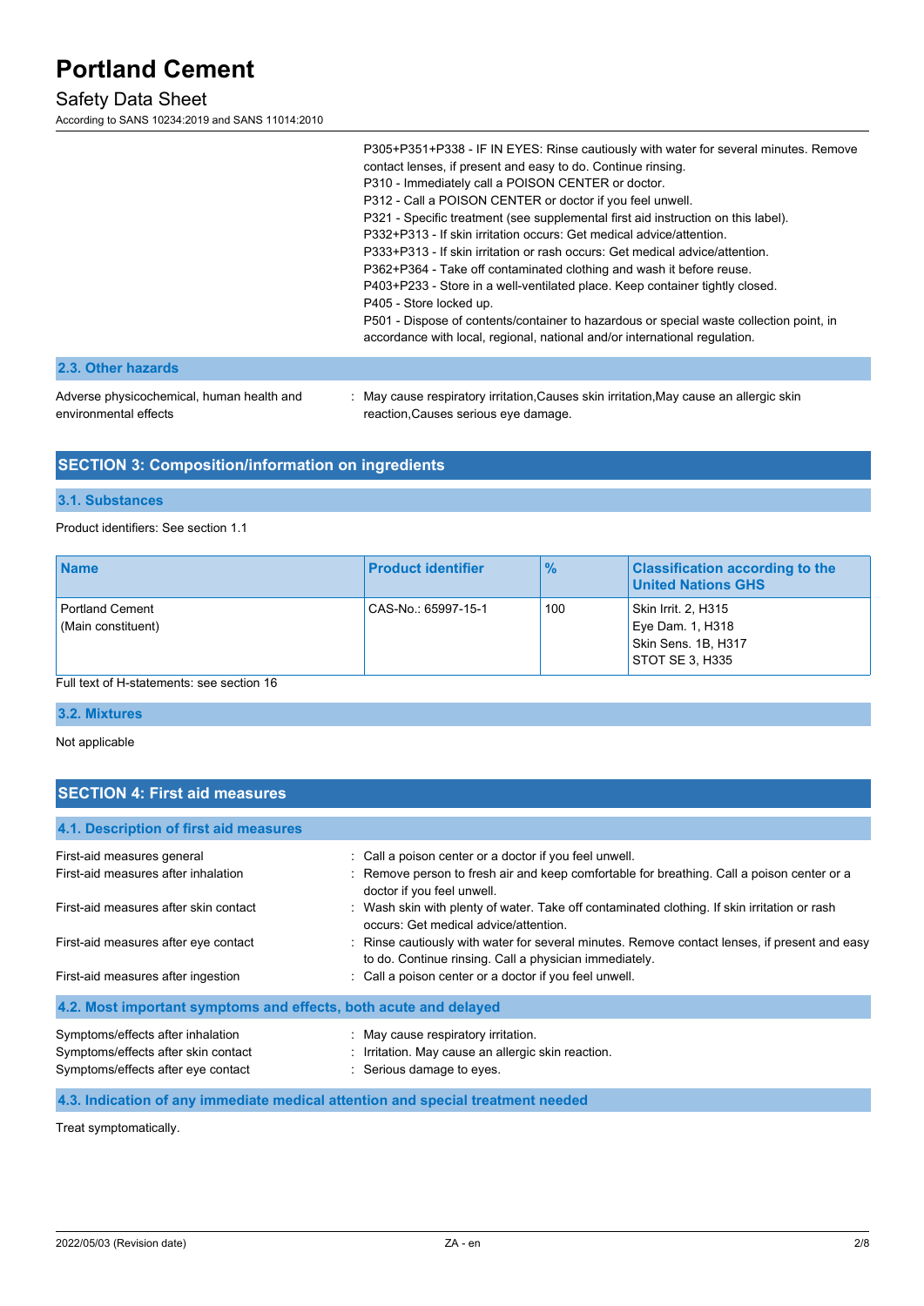P305+P351+P338 - IF IN EYES: Rinse cautiously with water for several minutes. Remove contact lenses, if present and easy to do. Continue rinsing.
P310 - Immediately call a POISON CENTER or doctor.
P312 - Call a POISON CENTER or doctor if you feel unwell.
P321 - Specific treatment (see supplemental first aid instruction on this label).
P332+P313 - If skin irritation occurs: Get medical advice/attention.
P333+P313 - If skin irritation or rash occurs: Get medical advice/attention.
P362+P364 - Take off contaminated clothing and wash it before reuse.
P403+P233 - Store in a well-ventilated place. Keep container tightly closed.
P405 - Store locked up.
P501 - Dispose of contents/container to hazardous or special waste collection point, in accordance with local, regional, national and/or international regulation.

### 2.3. Other hazards

Adverse physicochemical, human health and environmental effects : May cause respiratory irritation,Causes skin irritation,May cause an allergic skin reaction,Causes serious eye damage.

## SECTION 3: Composition/information on ingredients

### 3.1. Substances

Product identifiers: See section 1.1

| Name | Product identifier | % | Classification according to the United Nations GHS |
|---|---|---|---|
| Portland Cement (Main constituent) | CAS-No.: 65997-15-1 | 100 | Skin Irrit. 2, H315<br>Eye Dam. 1, H318<br>Skin Sens. 1B, H317<br>STOT SE 3, H335 |

Full text of H-statements: see section 16

### 3.2. Mixtures

Not applicable

## SECTION 4: First aid measures

### 4.1. Description of first aid measures

First-aid measures general : Call a poison center or a doctor if you feel unwell.

First-aid measures after inhalation : Remove person to fresh air and keep comfortable for breathing. Call a poison center or a doctor if you feel unwell.

First-aid measures after skin contact : Wash skin with plenty of water. Take off contaminated clothing. If skin irritation or rash occurs: Get medical advice/attention.

First-aid measures after eye contact : Rinse cautiously with water for several minutes. Remove contact lenses, if present and easy to do. Continue rinsing. Call a physician immediately.

First-aid measures after ingestion : Call a poison center or a doctor if you feel unwell.

### 4.2. Most important symptoms and effects, both acute and delayed

Symptoms/effects after inhalation : May cause respiratory irritation.

Symptoms/effects after skin contact : Irritation. May cause an allergic skin reaction.

Symptoms/effects after eye contact : Serious damage to eyes.

### 4.3. Indication of any immediate medical attention and special treatment needed

Treat symptomatically.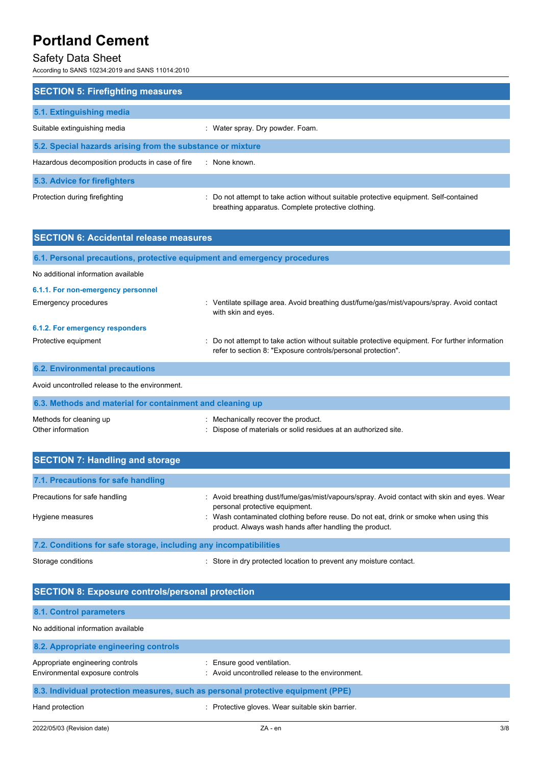## SECTION 5: Firefighting measures

### 5.1. Extinguishing media

| | |
|---|---|
| Suitable extinguishing media | : Water spray. Dry powder. Foam. |

### 5.2. Special hazards arising from the substance or mixture

| | |
|---|---|
| Hazardous decomposition products in case of fire | : None known. |

### 5.3. Advice for firefighters

| | |
|---|---|
| Protection during firefighting | : Do not attempt to take action without suitable protective equipment. Self-contained breathing apparatus. Complete protective clothing. |

## SECTION 6: Accidental release measures

### 6.1. Personal precautions, protective equipment and emergency procedures

No additional information available

#### 6.1.1. For non-emergency personnel

| | |
|---|---|
| Emergency procedures | : Ventilate spillage area. Avoid breathing dust/fume/gas/mist/vapours/spray. Avoid contact with skin and eyes. |

#### 6.1.2. For emergency responders

| | |
|---|---|
| Protective equipment | : Do not attempt to take action without suitable protective equipment. For further information refer to section 8: "Exposure controls/personal protection". |

### 6.2. Environmental precautions

Avoid uncontrolled release to the environment.

### 6.3. Methods and material for containment and cleaning up

| | |
|---|---|
| Methods for cleaning up | : Mechanically recover the product. |
| Other information | : Dispose of materials or solid residues at an authorized site. |

## SECTION 7: Handling and storage

### 7.1. Precautions for safe handling

| | |
|---|---|
| Precautions for safe handling | : Avoid breathing dust/fume/gas/mist/vapours/spray. Avoid contact with skin and eyes. Wear personal protective equipment. |
| Hygiene measures | : Wash contaminated clothing before reuse. Do not eat, drink or smoke when using this product. Always wash hands after handling the product. |

### 7.2. Conditions for safe storage, including any incompatibilities

| | |
|---|---|
| Storage conditions | : Store in dry protected location to prevent any moisture contact. |

## SECTION 8: Exposure controls/personal protection

### 8.1. Control parameters

No additional information available

### 8.2. Appropriate engineering controls

| | |
|---|---|
| Appropriate engineering controls | : Ensure good ventilation. |
| Environmental exposure controls | : Avoid uncontrolled release to the environment. |

### 8.3. Individual protection measures, such as personal protective equipment (PPE)

| | |
|---|---|
| Hand protection | : Protective gloves. Wear suitable skin barrier. |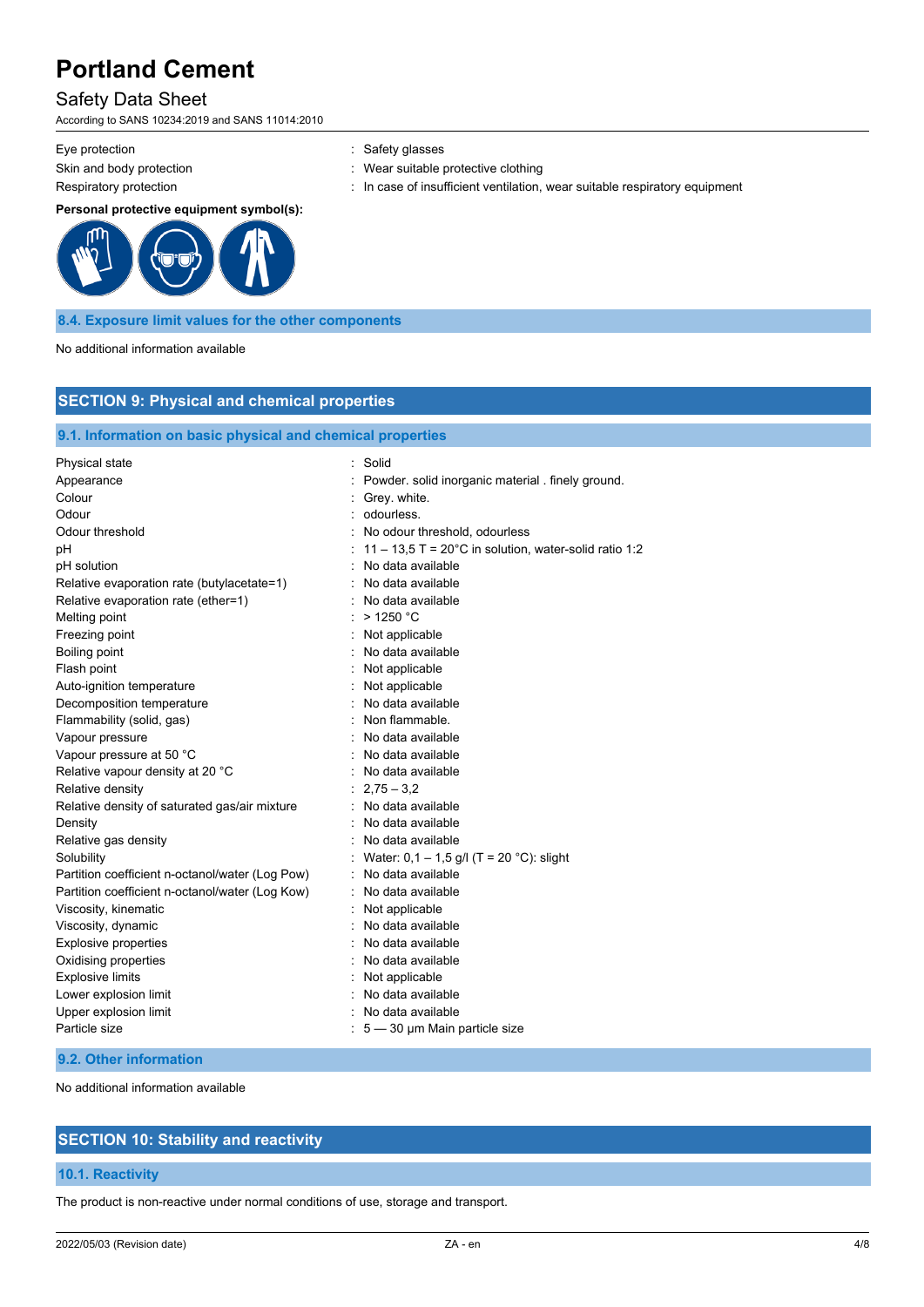| | | |
|---|---|---|
| Eye protection | : | Safety glasses |
| Skin and body protection | : | Wear suitable protective clothing |
| Respiratory protection | : | In case of insufficient ventilation, wear suitable respiratory equipment |

**Personal protective equipment symbol(s):**

### 8.4. Exposure limit values for the other components

No additional information available

## SECTION 9: Physical and chemical properties

### 9.1. Information on basic physical and chemical properties

| | | |
|---|---|---|
| Physical state | : | Solid |
| Appearance | : | Powder. solid inorganic material . finely ground. |
| Colour | : | Grey. white. |
| Odour | : | odourless. |
| Odour threshold | : | No odour threshold, odourless |
| pH | : | 11 – 13,5 T = 20°C in solution, water-solid ratio 1:2 |
| pH solution | : | No data available |
| Relative evaporation rate (butylacetate=1) | : | No data available |
| Relative evaporation rate (ether=1) | : | No data available |
| Melting point | : | > 1250 °C |
| Freezing point | : | Not applicable |
| Boiling point | : | No data available |
| Flash point | : | Not applicable |
| Auto-ignition temperature | : | Not applicable |
| Decomposition temperature | : | No data available |
| Flammability (solid, gas) | : | Non flammable. |
| Vapour pressure | : | No data available |
| Vapour pressure at 50 °C | : | No data available |
| Relative vapour density at 20 °C | : | No data available |
| Relative density | : | 2,75 – 3,2 |
| Relative density of saturated gas/air mixture | : | No data available |
| Density | : | No data available |
| Relative gas density | : | No data available |
| Solubility | : | Water: 0,1 – 1,5 g/l (T = 20 °C): slight |
| Partition coefficient n-octanol/water (Log Pow) | : | No data available |
| Partition coefficient n-octanol/water (Log Kow) | : | No data available |
| Viscosity, kinematic | : | Not applicable |
| Viscosity, dynamic | : | No data available |
| Explosive properties | : | No data available |
| Oxidising properties | : | No data available |
| Explosive limits | : | Not applicable |
| Lower explosion limit | : | No data available |
| Upper explosion limit | : | No data available |
| Particle size | : | 5 — 30 µm Main particle size |

### 9.2. Other information

No additional information available

## SECTION 10: Stability and reactivity

### 10.1. Reactivity

The product is non-reactive under normal conditions of use, storage and transport.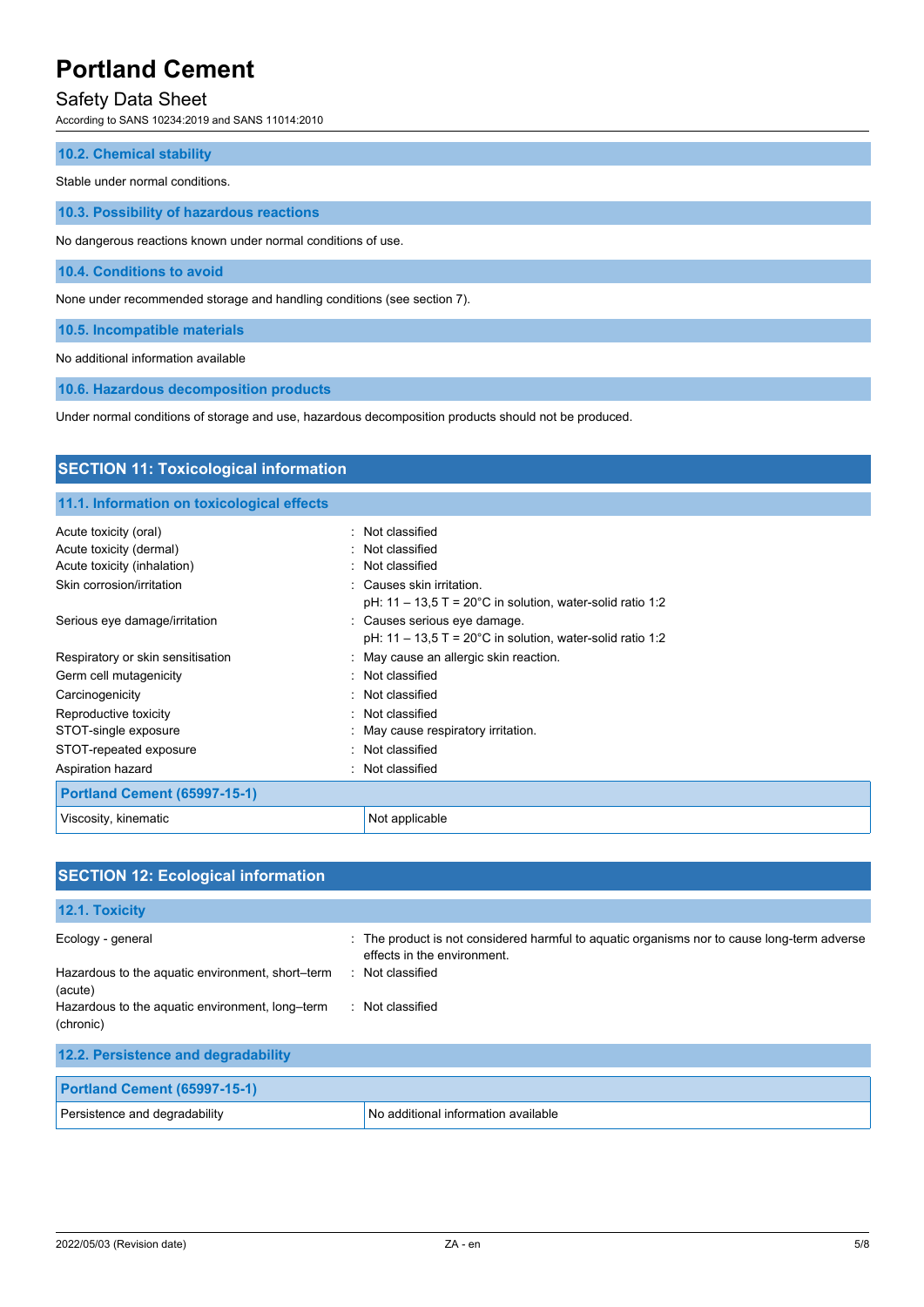### 10.2. Chemical stability

Stable under normal conditions.

### 10.3. Possibility of hazardous reactions

No dangerous reactions known under normal conditions of use.

### 10.4. Conditions to avoid

None under recommended storage and handling conditions (see section 7).

### 10.5. Incompatible materials

No additional information available

### 10.6. Hazardous decomposition products

Under normal conditions of storage and use, hazardous decomposition products should not be produced.

## SECTION 11: Toxicological information

### 11.1. Information on toxicological effects

| | |
|---|---|
| Acute toxicity (oral) | : Not classified |
| Acute toxicity (dermal) | : Not classified |
| Acute toxicity (inhalation) | : Not classified |
| Skin corrosion/irritation | : Causes skin irritation.<br>pH: 11 – 13,5 T = 20°C in solution, water-solid ratio 1:2 |
| Serious eye damage/irritation | : Causes serious eye damage.<br>pH: 11 – 13,5 T = 20°C in solution, water-solid ratio 1:2 |
| Respiratory or skin sensitisation | : May cause an allergic skin reaction. |
| Germ cell mutagenicity | : Not classified |
| Carcinogenicity | : Not classified |
| Reproductive toxicity | : Not classified |
| STOT-single exposure | : May cause respiratory irritation. |
| STOT-repeated exposure | : Not classified |
| Aspiration hazard | : Not classified |

| Portland Cement (65997-15-1) | |
|---|---|
| Viscosity, kinematic | Not applicable |

## SECTION 12: Ecological information

### 12.1. Toxicity

| | |
|---|---|
| Ecology - general | : The product is not considered harmful to aquatic organisms nor to cause long-term adverse effects in the environment. |
| Hazardous to the aquatic environment, short–term (acute) | : Not classified |
| Hazardous to the aquatic environment, long–term (chronic) | : Not classified |

### 12.2. Persistence and degradability

| Portland Cement (65997-15-1) | |
|---|---|
| Persistence and degradability | No additional information available |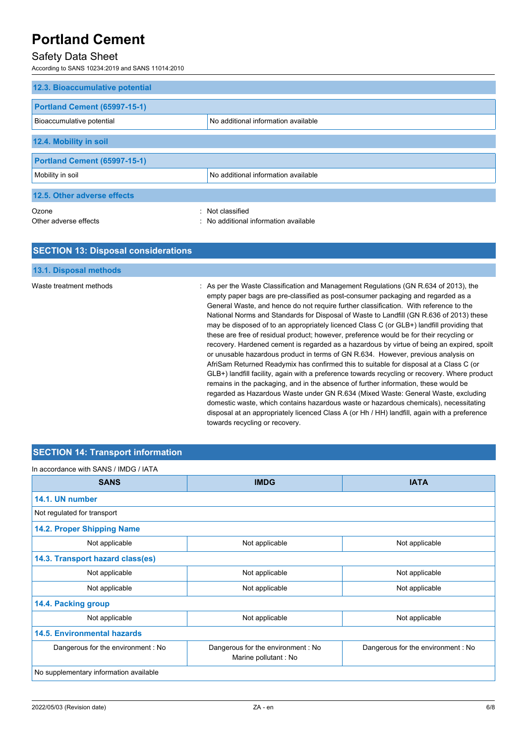### 12.3. Bioaccumulative potential

| Portland Cement (65997-15-1) | |
|---|---|
| Bioaccumulative potential | No additional information available |

### 12.4. Mobility in soil

| Portland Cement (65997-15-1) | |
|---|---|
| Mobility in soil | No additional information available |

### 12.5. Other adverse effects

Ozone : Not classified

Other adverse effects : No additional information available

## SECTION 13: Disposal considerations

### 13.1. Disposal methods

Waste treatment methods : As per the Waste Classification and Management Regulations (GN R.634 of 2013), the empty paper bags are pre-classified as post-consumer packaging and regarded as a General Waste, and hence do not require further classification. With reference to the National Norms and Standards for Disposal of Waste to Landfill (GN R.636 of 2013) these may be disposed of to an appropriately licenced Class C (or GLB+) landfill providing that these are free of residual product; however, preference would be for their recycling or recovery. Hardened cement is regarded as a hazardous by virtue of being an expired, spoilt or unusable hazardous product in terms of GN R.634. However, previous analysis on AfriSam Returned Readymix has confirmed this to suitable for disposal at a Class C (or GLB+) landfill facility, again with a preference towards recycling or recovery. Where product remains in the packaging, and in the absence of further information, these would be regarded as Hazardous Waste under GN R.634 (Mixed Waste: General Waste, excluding domestic waste, which contains hazardous waste or hazardous chemicals), necessitating disposal at an appropriately licenced Class A (or Hh / HH) landfill, again with a preference towards recycling or recovery.

## SECTION 14: Transport information

In accordance with SANS / IMDG / IATA

| SANS | IMDG | IATA |
|---|---|---|
| **14.1. UN number** | | |
| Not regulated for transport | | |
| **14.2. Proper Shipping Name** | | |
| Not applicable | Not applicable | Not applicable |
| **14.3. Transport hazard class(es)** | | |
| Not applicable | Not applicable | Not applicable |
| Not applicable | Not applicable | Not applicable |
| **14.4. Packing group** | | |
| Not applicable | Not applicable | Not applicable |
| **14.5. Environmental hazards** | | |
| Dangerous for the environment : No | Dangerous for the environment : No<br>Marine pollutant : No | Dangerous for the environment : No |
| No supplementary information available | | |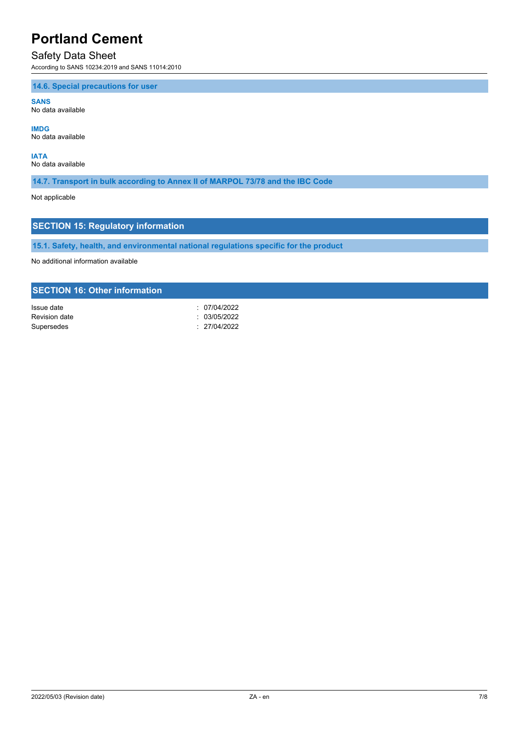### 14.6. Special precautions for user

**SANS**
No data available

**IMDG**
No data available

**IATA**
No data available

### 14.7. Transport in bulk according to Annex II of MARPOL 73/78 and the IBC Code

Not applicable

## SECTION 15: Regulatory information

### 15.1. Safety, health, and environmental national regulations specific for the product

No additional information available

## SECTION 16: Other information

Issue date : 07/04/2022
Revision date : 03/05/2022
Supersedes : 27/04/2022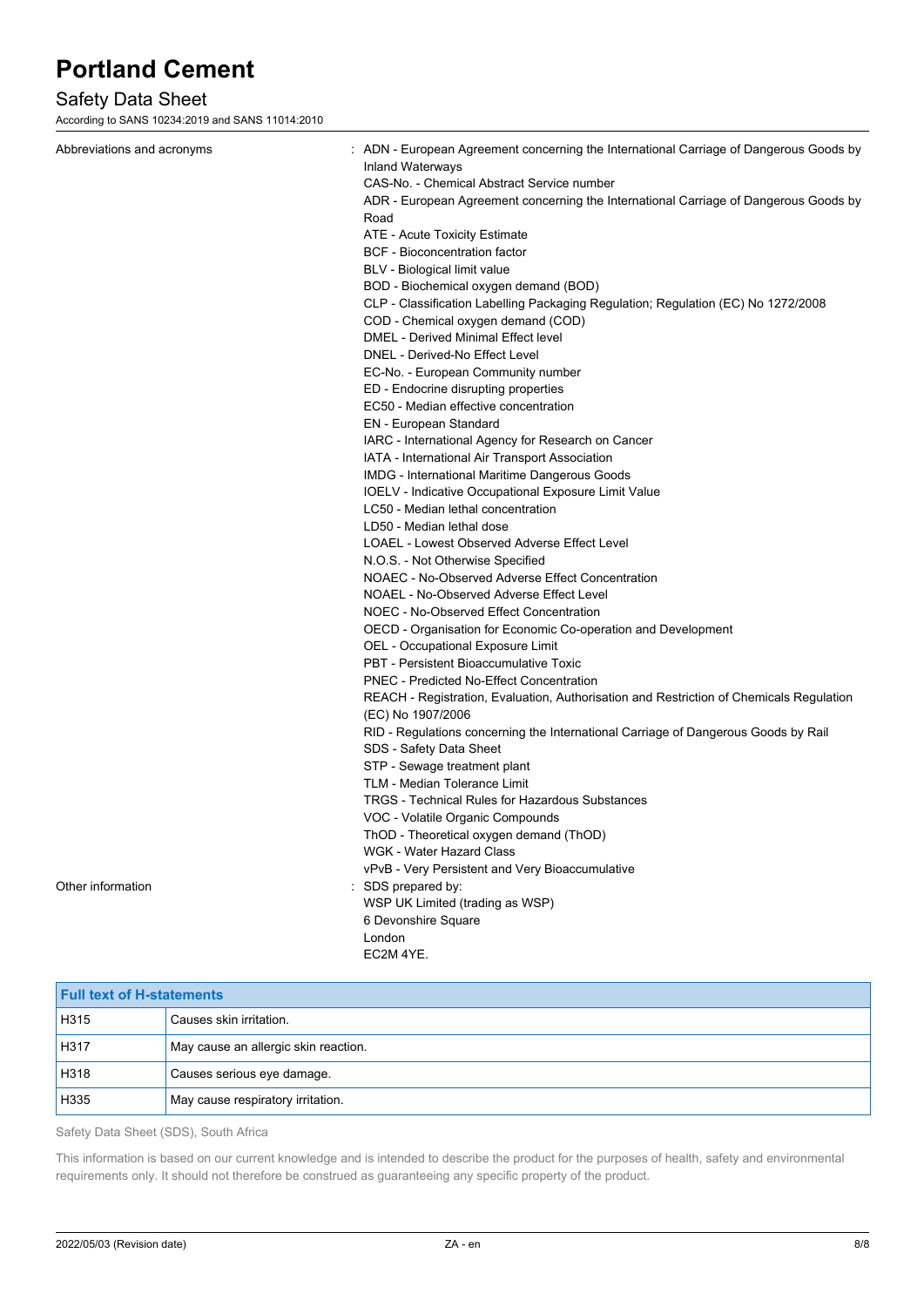Abbreviations and acronyms : ADN - European Agreement concerning the International Carriage of Dangerous Goods by Inland Waterways
CAS-No. - Chemical Abstract Service number
ADR - European Agreement concerning the International Carriage of Dangerous Goods by Road
ATE - Acute Toxicity Estimate
BCF - Bioconcentration factor
BLV - Biological limit value
BOD - Biochemical oxygen demand (BOD)
CLP - Classification Labelling Packaging Regulation; Regulation (EC) No 1272/2008
COD - Chemical oxygen demand (COD)
DMEL - Derived Minimal Effect level
DNEL - Derived-No Effect Level
EC-No. - European Community number
ED - Endocrine disrupting properties
EC50 - Median effective concentration
EN - European Standard
IARC - International Agency for Research on Cancer
IATA - International Air Transport Association
IMDG - International Maritime Dangerous Goods
IOELV - Indicative Occupational Exposure Limit Value
LC50 - Median lethal concentration
LD50 - Median lethal dose
LOAEL - Lowest Observed Adverse Effect Level
N.O.S. - Not Otherwise Specified
NOAEC - No-Observed Adverse Effect Concentration
NOAEL - No-Observed Adverse Effect Level
NOEC - No-Observed Effect Concentration
OECD - Organisation for Economic Co-operation and Development
OEL - Occupational Exposure Limit
PBT - Persistent Bioaccumulative Toxic
PNEC - Predicted No-Effect Concentration
REACH - Registration, Evaluation, Authorisation and Restriction of Chemicals Regulation (EC) No 1907/2006
RID - Regulations concerning the International Carriage of Dangerous Goods by Rail
SDS - Safety Data Sheet
STP - Sewage treatment plant
TLM - Median Tolerance Limit
TRGS - Technical Rules for Hazardous Substances
VOC - Volatile Organic Compounds
ThOD - Theoretical oxygen demand (ThOD)
WGK - Water Hazard Class
vPvB - Very Persistent and Very Bioaccumulative

Other information : SDS prepared by:
WSP UK Limited (trading as WSP)
6 Devonshire Square
London
EC2M 4YE.

| Full text of H-statements | |
|---|---|
| H315 | Causes skin irritation. |
| H317 | May cause an allergic skin reaction. |
| H318 | Causes serious eye damage. |
| H335 | May cause respiratory irritation. |

Safety Data Sheet (SDS), South Africa

This information is based on our current knowledge and is intended to describe the product for the purposes of health, safety and environmental requirements only. It should not therefore be construed as guaranteeing any specific property of the product.